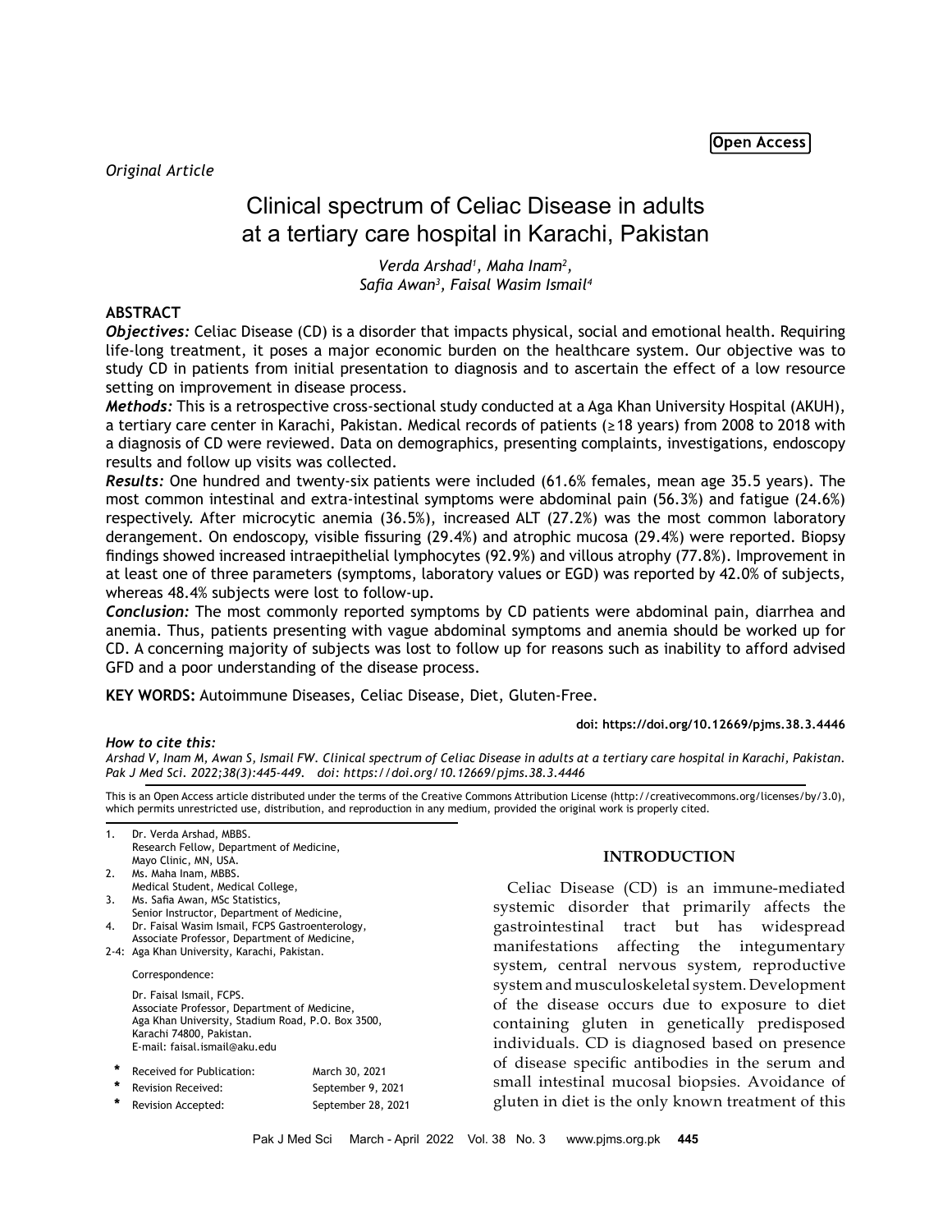Open Access

*Original Article*

# Clinical spectrum of Celiac Disease in adults at a tertiary care hospital in Karachi, Pakistan

*Verda Arshad[1], Maha Inam[2], Safia Awan[3], Faisal Wasim Ismail[4]*

## ABSTRACT

***Objectives:*** Celiac Disease (CD) is a disorder that impacts physical, social and emotional health. Requiring life-long treatment, it poses a major economic burden on the healthcare system. Our objective was to study CD in patients from initial presentation to diagnosis and to ascertain the effect of a low resource setting on improvement in disease process.

***Methods:*** This is a retrospective cross-sectional study conducted at a Aga Khan University Hospital (AKUH), a tertiary care center in Karachi, Pakistan. Medical records of patients (≥18 years) from 2008 to 2018 with a diagnosis of CD were reviewed. Data on demographics, presenting complaints, investigations, endoscopy results and follow up visits was collected.

***Results:*** One hundred and twenty-six patients were included (61.6% females, mean age 35.5 years). The most common intestinal and extra-intestinal symptoms were abdominal pain (56.3%) and fatigue (24.6%) respectively. After microcytic anemia (36.5%), increased ALT (27.2%) was the most common laboratory derangement. On endoscopy, visible fissuring (29.4%) and atrophic mucosa (29.4%) were reported. Biopsy findings showed increased intraepithelial lymphocytes (92.9%) and villous atrophy (77.8%). Improvement in at least one of three parameters (symptoms, laboratory values or EGD) was reported by 42.0% of subjects, whereas 48.4% subjects were lost to follow-up.

***Conclusion:*** The most commonly reported symptoms by CD patients were abdominal pain, diarrhea and anemia. Thus, patients presenting with vague abdominal symptoms and anemia should be worked up for CD. A concerning majority of subjects was lost to follow up for reasons such as inability to afford advised GFD and a poor understanding of the disease process.

**KEY WORDS:** Autoimmune Diseases, Celiac Disease, Diet, Gluten-Free.

**doi: https://doi.org/10.12669/pjms.38.3.4446**

***How to cite this:***
*Arshad V, Inam M, Awan S, Ismail FW. Clinical spectrum of Celiac Disease in adults at a tertiary care hospital in Karachi, Pakistan. Pak J Med Sci. 2022;38(3):445-449. doi: https://doi.org/10.12669/pjms.38.3.4446*

This is an Open Access article distributed under the terms of the Creative Commons Attribution License (http://creativecommons.org/licenses/by/3.0), which permits unrestricted use, distribution, and reproduction in any medium, provided the original work is properly cited.

1. Dr. Verda Arshad, MBBS.
   Research Fellow, Department of Medicine,
   Mayo Clinic, MN, USA.
2. Ms. Maha Inam, MBBS.
   Medical Student, Medical College,
3. Ms. Safia Awan, MSc Statistics,
   Senior Instructor, Department of Medicine,
4. Dr. Faisal Wasim Ismail, FCPS Gastroenterology,
   Associate Professor, Department of Medicine,

2-4: Aga Khan University, Karachi, Pakistan.

Correspondence:

Dr. Faisal Ismail, FCPS.
Associate Professor, Department of Medicine,
Aga Khan University, Stadium Road, P.O. Box 3500,
Karachi 74800, Pakistan.
E-mail: faisal.ismail@aku.edu

- \* Received for Publication: March 30, 2021
- \* Revision Received: September 9, 2021
- \* Revision Accepted: September 28, 2021

## INTRODUCTION

Celiac Disease (CD) is an immune-mediated systemic disorder that primarily affects the gastrointestinal tract but has widespread manifestations affecting the integumentary system, central nervous system, reproductive system and musculoskeletal system. Development of the disease occurs due to exposure to diet containing gluten in genetically predisposed individuals. CD is diagnosed based on presence of disease specific antibodies in the serum and small intestinal mucosal biopsies. Avoidance of gluten in diet is the only known treatment of this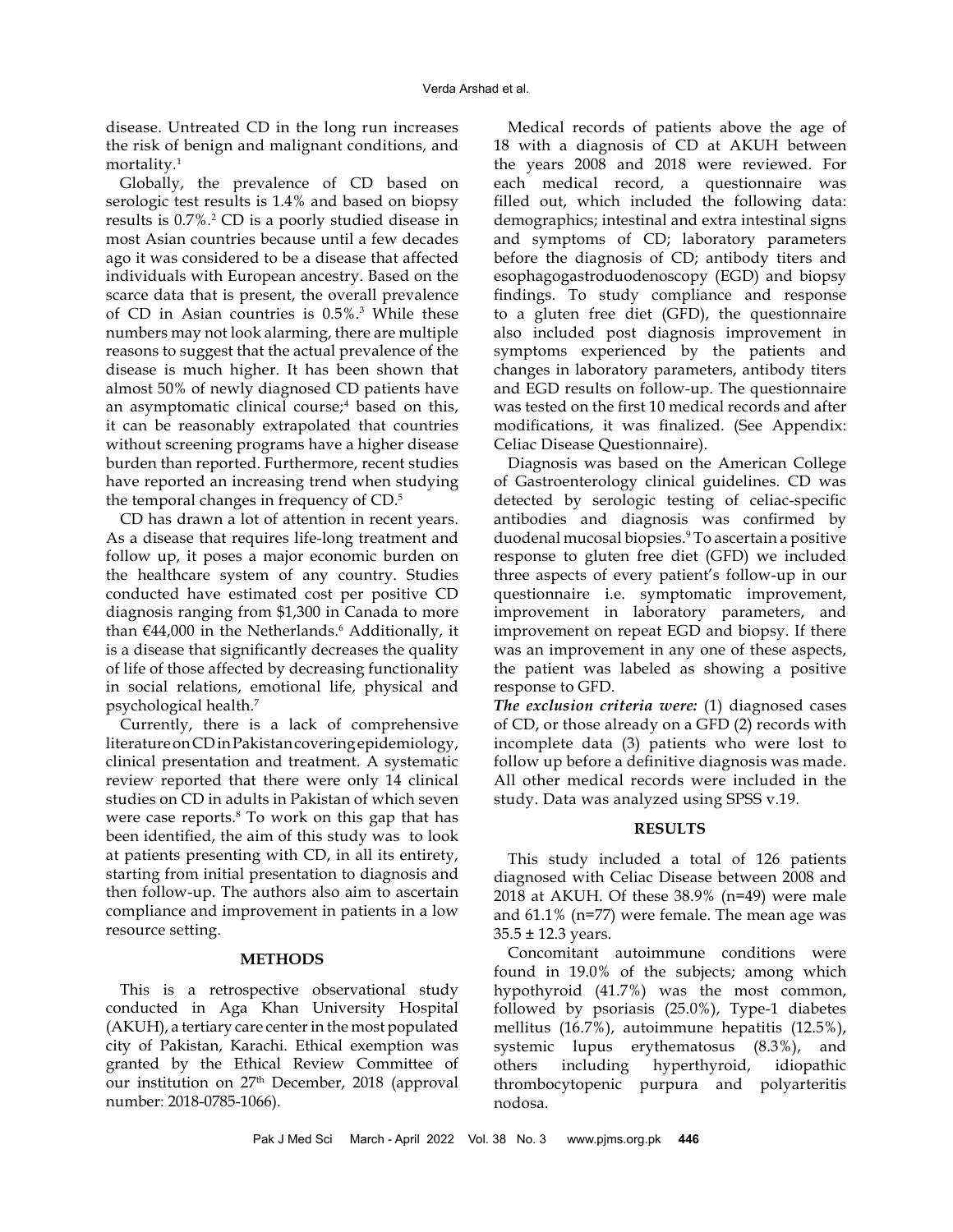disease. Untreated CD in the long run increases the risk of benign and malignant conditions, and mortality.[1]

Globally, the prevalence of CD based on serologic test results is 1.4% and based on biopsy results is 0.7%.[2] CD is a poorly studied disease in most Asian countries because until a few decades ago it was considered to be a disease that affected individuals with European ancestry. Based on the scarce data that is present, the overall prevalence of CD in Asian countries is 0.5%.[3] While these numbers may not look alarming, there are multiple reasons to suggest that the actual prevalence of the disease is much higher. It has been shown that almost 50% of newly diagnosed CD patients have an asymptomatic clinical course;[4] based on this, it can be reasonably extrapolated that countries without screening programs have a higher disease burden than reported. Furthermore, recent studies have reported an increasing trend when studying the temporal changes in frequency of CD.[5]

CD has drawn a lot of attention in recent years. As a disease that requires life-long treatment and follow up, it poses a major economic burden on the healthcare system of any country. Studies conducted have estimated cost per positive CD diagnosis ranging from $1,300 in Canada to more than €44,000 in the Netherlands.[6] Additionally, it is a disease that significantly decreases the quality of life of those affected by decreasing functionality in social relations, emotional life, physical and psychological health.[7]

Currently, there is a lack of comprehensive literature on CD in Pakistan covering epidemiology, clinical presentation and treatment. A systematic review reported that there were only 14 clinical studies on CD in adults in Pakistan of which seven were case reports.[8] To work on this gap that has been identified, the aim of this study was to look at patients presenting with CD, in all its entirety, starting from initial presentation to diagnosis and then follow-up. The authors also aim to ascertain compliance and improvement in patients in a low resource setting.

## METHODS

This is a retrospective observational study conducted in Aga Khan University Hospital (AKUH), a tertiary care center in the most populated city of Pakistan, Karachi. Ethical exemption was granted by the Ethical Review Committee of our institution on 27th December, 2018 (approval number: 2018-0785-1066).

Medical records of patients above the age of 18 with a diagnosis of CD at AKUH between the years 2008 and 2018 were reviewed. For each medical record, a questionnaire was filled out, which included the following data: demographics; intestinal and extra intestinal signs and symptoms of CD; laboratory parameters before the diagnosis of CD; antibody titers and esophagogastroduodenoscopy (EGD) and biopsy findings. To study compliance and response to a gluten free diet (GFD), the questionnaire also included post diagnosis improvement in symptoms experienced by the patients and changes in laboratory parameters, antibody titers and EGD results on follow-up. The questionnaire was tested on the first 10 medical records and after modifications, it was finalized. (See Appendix: Celiac Disease Questionnaire).

Diagnosis was based on the American College of Gastroenterology clinical guidelines. CD was detected by serologic testing of celiac-specific antibodies and diagnosis was confirmed by duodenal mucosal biopsies.[9] To ascertain a positive response to gluten free diet (GFD) we included three aspects of every patient's follow-up in our questionnaire i.e. symptomatic improvement, improvement in laboratory parameters, and improvement on repeat EGD and biopsy. If there was an improvement in any one of these aspects, the patient was labeled as showing a positive response to GFD.

***The exclusion criteria were:*** (1) diagnosed cases of CD, or those already on a GFD (2) records with incomplete data (3) patients who were lost to follow up before a definitive diagnosis was made. All other medical records were included in the study. Data was analyzed using SPSS v.19.

## RESULTS

This study included a total of 126 patients diagnosed with Celiac Disease between 2008 and 2018 at AKUH. Of these 38.9% (n=49) were male and 61.1% (n=77) were female. The mean age was 35.5 ± 12.3 years.

Concomitant autoimmune conditions were found in 19.0% of the subjects; among which hypothyroid (41.7%) was the most common, followed by psoriasis (25.0%), Type-1 diabetes mellitus (16.7%), autoimmune hepatitis (12.5%), systemic lupus erythematosus (8.3%), and others including hyperthyroid, idiopathic thrombocytopenic purpura and polyarteritis nodosa.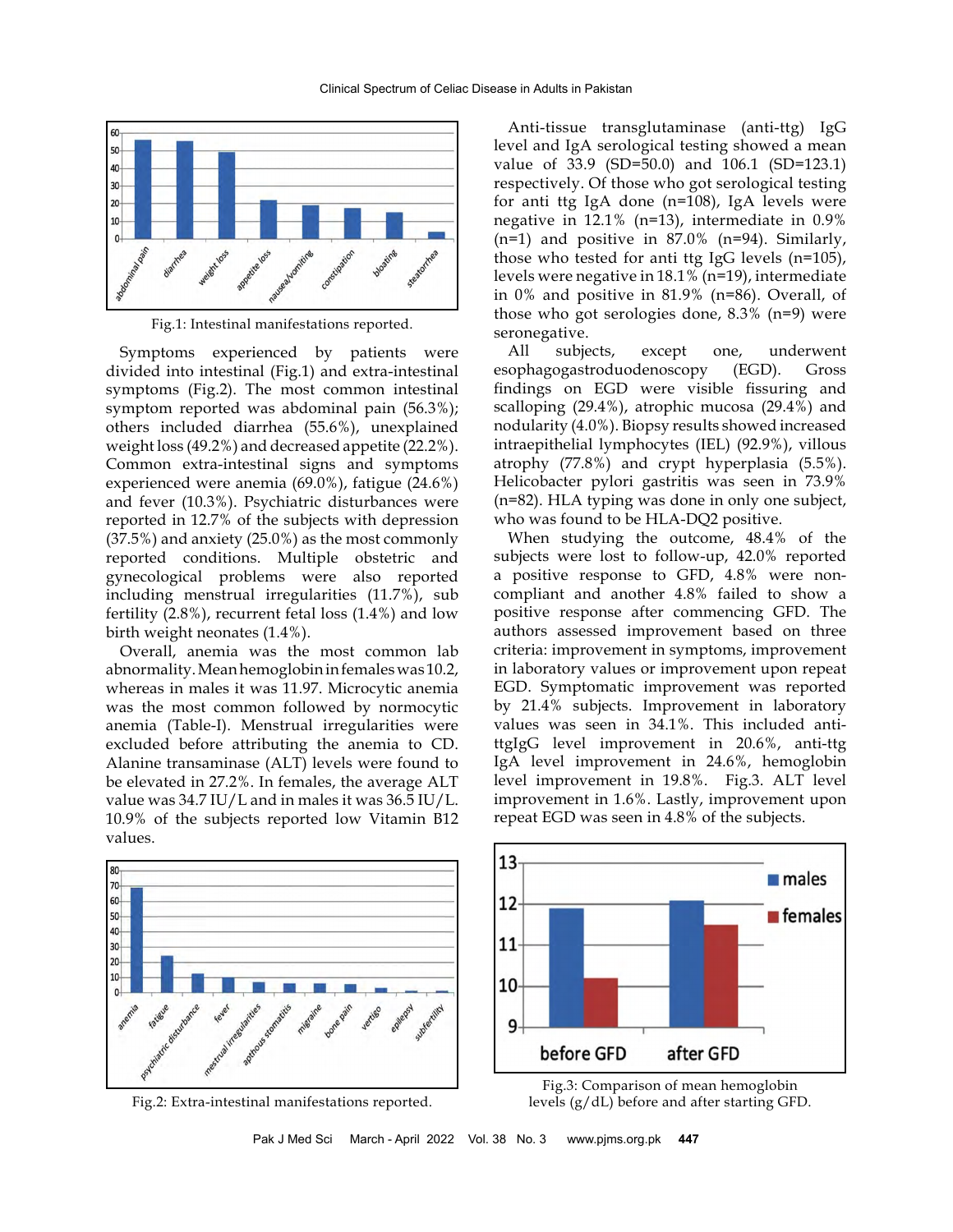Fig.1: Intestinal manifestations reported.

Symptoms experienced by patients were divided into intestinal (Fig.1) and extra-intestinal symptoms (Fig.2). The most common intestinal symptom reported was abdominal pain (56.3%); others included diarrhea (55.6%), unexplained weight loss (49.2%) and decreased appetite (22.2%). Common extra-intestinal signs and symptoms experienced were anemia (69.0%), fatigue (24.6%) and fever (10.3%). Psychiatric disturbances were reported in 12.7% of the subjects with depression (37.5%) and anxiety (25.0%) as the most commonly reported conditions. Multiple obstetric and gynecological problems were also reported including menstrual irregularities (11.7%), sub fertility (2.8%), recurrent fetal loss (1.4%) and low birth weight neonates (1.4%).

Overall, anemia was the most common lab abnormality. Mean hemoglobin in females was 10.2, whereas in males it was 11.97. Microcytic anemia was the most common followed by normocytic anemia (Table-I). Menstrual irregularities were excluded before attributing the anemia to CD. Alanine transaminase (ALT) levels were found to be elevated in 27.2%. In females, the average ALT value was 34.7 IU/L and in males it was 36.5 IU/L. 10.9% of the subjects reported low Vitamin B12 values.

Fig.2: Extra-intestinal manifestations reported.

Anti-tissue transglutaminase (anti-ttg) IgG level and IgA serological testing showed a mean value of 33.9 (SD=50.0) and 106.1 (SD=123.1) respectively. Of those who got serological testing for anti ttg IgA done (n=108), IgA levels were negative in 12.1% (n=13), intermediate in 0.9% (n=1) and positive in 87.0% (n=94). Similarly, those who tested for anti ttg IgG levels (n=105), levels were negative in 18.1% (n=19), intermediate in 0% and positive in 81.9% (n=86). Overall, of those who got serologies done, 8.3% (n=9) were seronegative.

All subjects, except one, underwent esophagogastroduodenoscopy (EGD). Gross findings on EGD were visible fissuring and scalloping (29.4%), atrophic mucosa (29.4%) and nodularity (4.0%). Biopsy results showed increased intraepithelial lymphocytes (IEL) (92.9%), villous atrophy (77.8%) and crypt hyperplasia (5.5%). Helicobacter pylori gastritis was seen in 73.9% (n=82). HLA typing was done in only one subject, who was found to be HLA-DQ2 positive.

When studying the outcome, 48.4% of the subjects were lost to follow-up, 42.0% reported a positive response to GFD, 4.8% were non-compliant and another 4.8% failed to show a positive response after commencing GFD. The authors assessed improvement based on three criteria: improvement in symptoms, improvement in laboratory values or improvement upon repeat EGD. Symptomatic improvement was reported by 21.4% subjects. Improvement in laboratory values was seen in 34.1%. This included anti-ttgIgG level improvement in 20.6%, anti-ttg IgA level improvement in 24.6%, hemoglobin level improvement in 19.8%. Fig.3. ALT level improvement in 1.6%. Lastly, improvement upon repeat EGD was seen in 4.8% of the subjects.

Fig.3: Comparison of mean hemoglobin levels (g/dL) before and after starting GFD.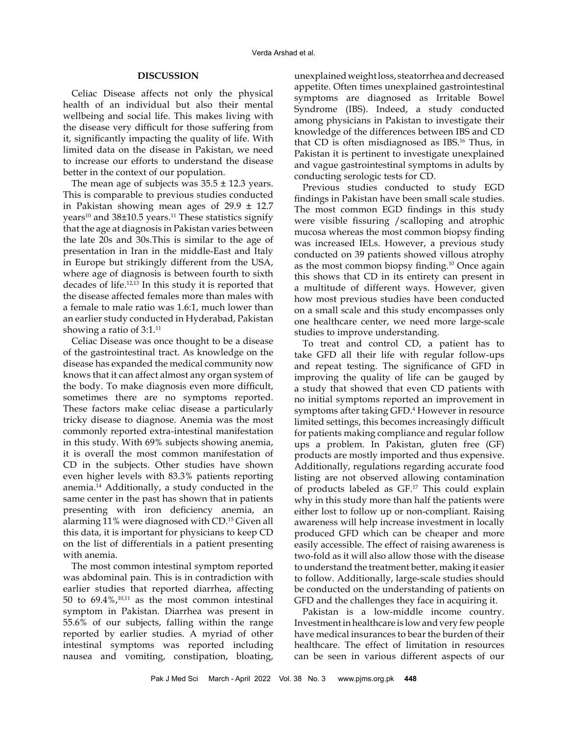## DISCUSSION

Celiac Disease affects not only the physical health of an individual but also their mental wellbeing and social life. This makes living with the disease very difficult for those suffering from it, significantly impacting the quality of life. With limited data on the disease in Pakistan, we need to increase our efforts to understand the disease better in the context of our population.

The mean age of subjects was 35.5 ± 12.3 years. This is comparable to previous studies conducted in Pakistan showing mean ages of 29.9 ± 12.7 years[10] and 38±10.5 years.[11] These statistics signify that the age at diagnosis in Pakistan varies between the late 20s and 30s.This is similar to the age of presentation in Iran in the middle-East and Italy in Europe but strikingly different from the USA, where age of diagnosis is between fourth to sixth decades of life.[12,13] In this study it is reported that the disease affected females more than males with a female to male ratio was 1.6:1, much lower than an earlier study conducted in Hyderabad, Pakistan showing a ratio of 3:1.[11]

Celiac Disease was once thought to be a disease of the gastrointestinal tract. As knowledge on the disease has expanded the medical community now knows that it can affect almost any organ system of the body. To make diagnosis even more difficult, sometimes there are no symptoms reported. These factors make celiac disease a particularly tricky disease to diagnose. Anemia was the most commonly reported extra-intestinal manifestation in this study. With 69% subjects showing anemia, it is overall the most common manifestation of CD in the subjects. Other studies have shown even higher levels with 83.3% patients reporting anemia.[14] Additionally, a study conducted in the same center in the past has shown that in patients presenting with iron deficiency anemia, an alarming 11% were diagnosed with CD.[15] Given all this data, it is important for physicians to keep CD on the list of differentials in a patient presenting with anemia.

The most common intestinal symptom reported was abdominal pain. This is in contradiction with earlier studies that reported diarrhea, affecting 50 to 69.4%,[10,11] as the most common intestinal symptom in Pakistan. Diarrhea was present in 55.6% of our subjects, falling within the range reported by earlier studies. A myriad of other intestinal symptoms was reported including nausea and vomiting, constipation, bloating, unexplained weight loss, steatorrhea and decreased appetite. Often times unexplained gastrointestinal symptoms are diagnosed as Irritable Bowel Syndrome (IBS). Indeed, a study conducted among physicians in Pakistan to investigate their knowledge of the differences between IBS and CD that CD is often misdiagnosed as IBS.[16] Thus, in Pakistan it is pertinent to investigate unexplained and vague gastrointestinal symptoms in adults by conducting serologic tests for CD.

Previous studies conducted to study EGD findings in Pakistan have been small scale studies. The most common EGD findings in this study were visible fissuring /scalloping and atrophic mucosa whereas the most common biopsy finding was increased IELs. However, a previous study conducted on 39 patients showed villous atrophy as the most common biopsy finding.[10] Once again this shows that CD in its entirety can present in a multitude of different ways. However, given how most previous studies have been conducted on a small scale and this study encompasses only one healthcare center, we need more large-scale studies to improve understanding.

To treat and control CD, a patient has to take GFD all their life with regular follow-ups and repeat testing. The significance of GFD in improving the quality of life can be gauged by a study that showed that even CD patients with no initial symptoms reported an improvement in symptoms after taking GFD.[4] However in resource limited settings, this becomes increasingly difficult for patients making compliance and regular follow ups a problem. In Pakistan, gluten free (GF) products are mostly imported and thus expensive. Additionally, regulations regarding accurate food listing are not observed allowing contamination of products labeled as GF.[17] This could explain why in this study more than half the patients were either lost to follow up or non-compliant. Raising awareness will help increase investment in locally produced GFD which can be cheaper and more easily accessible. The effect of raising awareness is two-fold as it will also allow those with the disease to understand the treatment better, making it easier to follow. Additionally, large-scale studies should be conducted on the understanding of patients on GFD and the challenges they face in acquiring it.

Pakistan is a low-middle income country. Investment in healthcare is low and very few people have medical insurances to bear the burden of their healthcare. The effect of limitation in resources can be seen in various different aspects of our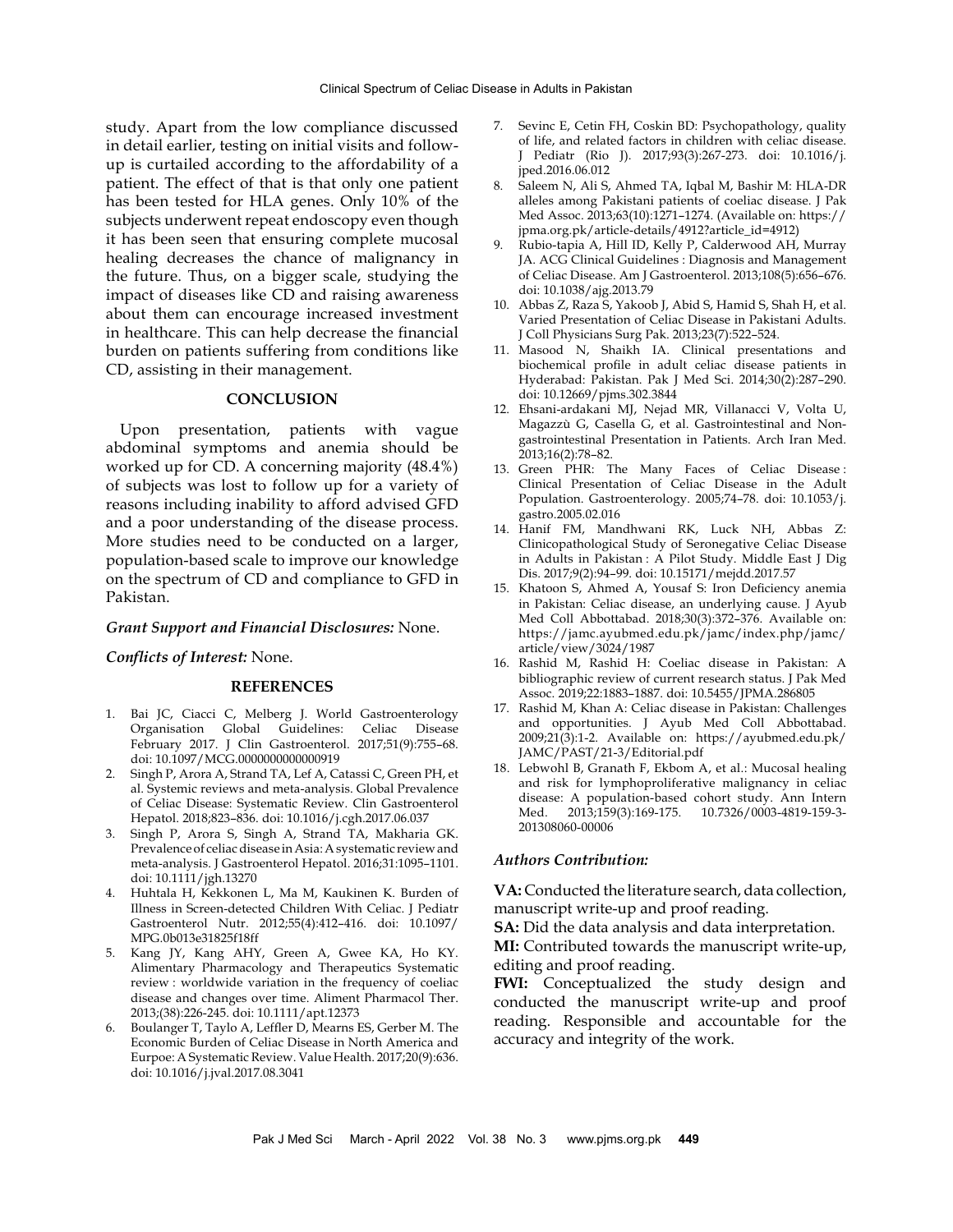study. Apart from the low compliance discussed in detail earlier, testing on initial visits and follow-up is curtailed according to the affordability of a patient. The effect of that is that only one patient has been tested for HLA genes. Only 10% of the subjects underwent repeat endoscopy even though it has been seen that ensuring complete mucosal healing decreases the chance of malignancy in the future. Thus, on a bigger scale, studying the impact of diseases like CD and raising awareness about them can encourage increased investment in healthcare. This can help decrease the financial burden on patients suffering from conditions like CD, assisting in their management.

## CONCLUSION

Upon presentation, patients with vague abdominal symptoms and anemia should be worked up for CD. A concerning majority (48.4%) of subjects was lost to follow up for a variety of reasons including inability to afford advised GFD and a poor understanding of the disease process. More studies need to be conducted on a larger, population-based scale to improve our knowledge on the spectrum of CD and compliance to GFD in Pakistan.

***Grant Support and Financial Disclosures:*** None.

***Conflicts of Interest:*** None.

## REFERENCES

1. Bai JC, Ciacci C, Melberg J. World Gastroenterology Organisation Global Guidelines: Celiac Disease February 2017. J Clin Gastroenterol. 2017;51(9):755–68. doi: 10.1097/MCG.0000000000000919
2. Singh P, Arora A, Strand TA, Lef A, Catassi C, Green PH, et al. Systemic reviews and meta-analysis. Global Prevalence of Celiac Disease: Systematic Review. Clin Gastroenterol Hepatol. 2018;823–836. doi: 10.1016/j.cgh.2017.06.037
3. Singh P, Arora S, Singh A, Strand TA, Makharia GK. Prevalence of celiac disease in Asia: A systematic review and meta-analysis. J Gastroenterol Hepatol. 2016;31:1095–1101. doi: 10.1111/jgh.13270
4. Huhtala H, Kekkonen L, Ma M, Kaukinen K. Burden of Illness in Screen-detected Children With Celiac. J Pediatr Gastroenterol Nutr. 2012;55(4):412–416. doi: 10.1097/MPG.0b013e31825f18ff
5. Kang JY, Kang AHY, Green A, Gwee KA, Ho KY. Alimentary Pharmacology and Therapeutics Systematic review : worldwide variation in the frequency of coeliac disease and changes over time. Aliment Pharmacol Ther. 2013;(38):226-245. doi: 10.1111/apt.12373
6. Boulanger T, Taylo A, Leffler D, Mearns ES, Gerber M. The Economic Burden of Celiac Disease in North America and Eurpoe: A Systematic Review. Value Health. 2017;20(9):636. doi: 10.1016/j.jval.2017.08.3041
7. Sevinc E, Cetin FH, Coskin BD: Psychopathology, quality of life, and related factors in children with celiac disease. J Pediatr (Rio J). 2017;93(3):267-273. doi: 10.1016/j.jped.2016.06.012
8. Saleem N, Ali S, Ahmed TA, Iqbal M, Bashir M: HLA-DR alleles among Pakistani patients of coeliac disease. J Pak Med Assoc. 2013;63(10):1271–1274. (Available on: https://jpma.org.pk/article-details/4912?article_id=4912)
9. Rubio-tapia A, Hill ID, Kelly P, Calderwood AH, Murray JA. ACG Clinical Guidelines : Diagnosis and Management of Celiac Disease. Am J Gastroenterol. 2013;108(5):656–676. doi: 10.1038/ajg.2013.79
10. Abbas Z, Raza S, Yakoob J, Abid S, Hamid S, Shah H, et al. Varied Presentation of Celiac Disease in Pakistani Adults. J Coll Physicians Surg Pak. 2013;23(7):522–524.
11. Masood N, Shaikh IA. Clinical presentations and biochemical profile in adult celiac disease patients in Hyderabad: Pakistan. Pak J Med Sci. 2014;30(2):287–290. doi: 10.12669/pjms.302.3844
12. Ehsani-ardakani MJ, Nejad MR, Villanacci V, Volta U, Magazzù G, Casella G, et al. Gastrointestinal and Non-gastrointestinal Presentation in Patients. Arch Iran Med. 2013;16(2):78–82.
13. Green PHR: The Many Faces of Celiac Disease : Clinical Presentation of Celiac Disease in the Adult Population. Gastroenterology. 2005;74–78. doi: 10.1053/j.gastro.2005.02.016
14. Hanif FM, Mandhwani RK, Luck NH, Abbas Z: Clinicopathological Study of Seronegative Celiac Disease in Adults in Pakistan : A Pilot Study. Middle East J Dig Dis. 2017;9(2):94–99. doi: 10.15171/mejdd.2017.57
15. Khatoon S, Ahmed A, Yousaf S: Iron Deficiency anemia in Pakistan: Celiac disease, an underlying cause. J Ayub Med Coll Abbottabad. 2018;30(3):372–376. Available on: https://jamc.ayubmed.edu.pk/jamc/index.php/jamc/article/view/3024/1987
16. Rashid M, Rashid H: Coeliac disease in Pakistan: A bibliographic review of current research status. J Pak Med Assoc. 2019;22:1883–1887. doi: 10.5455/JPMA.286805
17. Rashid M, Khan A: Celiac disease in Pakistan: Challenges and opportunities. J Ayub Med Coll Abbottabad. 2009;21(3):1-2. Available on: https://ayubmed.edu.pk/JAMC/PAST/21-3/Editorial.pdf
18. Lebwohl B, Granath F, Ekbom A, et al.: Mucosal healing and risk for lymphoproliferative malignancy in celiac disease: A population-based cohort study. Ann Intern Med. 2013;159(3):169-175. 10.7326/0003-4819-159-3-201308060-00006

### *Authors Contribution:*

**VA:** Conducted the literature search, data collection, manuscript write-up and proof reading.

**SA:** Did the data analysis and data interpretation.

**MI:** Contributed towards the manuscript write-up, editing and proof reading.

**FWI:** Conceptualized the study design and conducted the manuscript write-up and proof reading. Responsible and accountable for the accuracy and integrity of the work.